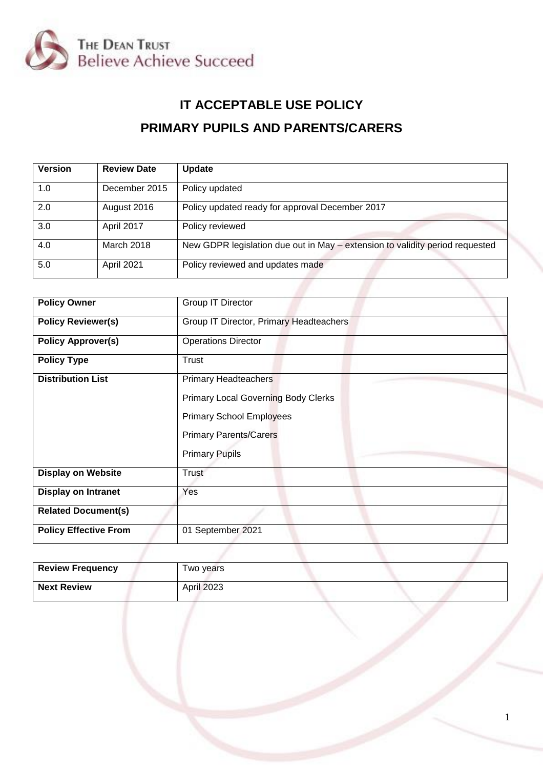THE DEAN TRUST
Believe Achieve Succeed

# IT ACCEPTABLE USE POLICY

## PRIMARY PUPILS AND PARENTS/CARERS

| Version | Review Date | Update |
|---|---|---|
| 1.0 | December 2015 | Policy updated |
| 2.0 | August 2016 | Policy updated ready for approval December 2017 |
| 3.0 | April 2017 | Policy reviewed |
| 4.0 | March 2018 | New GDPR legislation due out in May – extension to validity period requested |
| 5.0 | April 2021 | Policy reviewed and updates made |

| | |
|---|---|
| **Policy Owner** | Group IT Director |
| **Policy Reviewer(s)** | Group IT Director, Primary Headteachers |
| **Policy Approver(s)** | Operations Director |
| **Policy Type** | Trust |
| **Distribution List** | Primary Headteachers<br>Primary Local Governing Body Clerks<br>Primary School Employees<br>Primary Parents/Carers<br>Primary Pupils |
| **Display on Website** | Trust |
| **Display on Intranet** | Yes |
| **Related Document(s)** | |
| **Policy Effective From** | 01 September 2021 |

| | |
|---|---|
| **Review Frequency** | Two years |
| **Next Review** | April 2023 |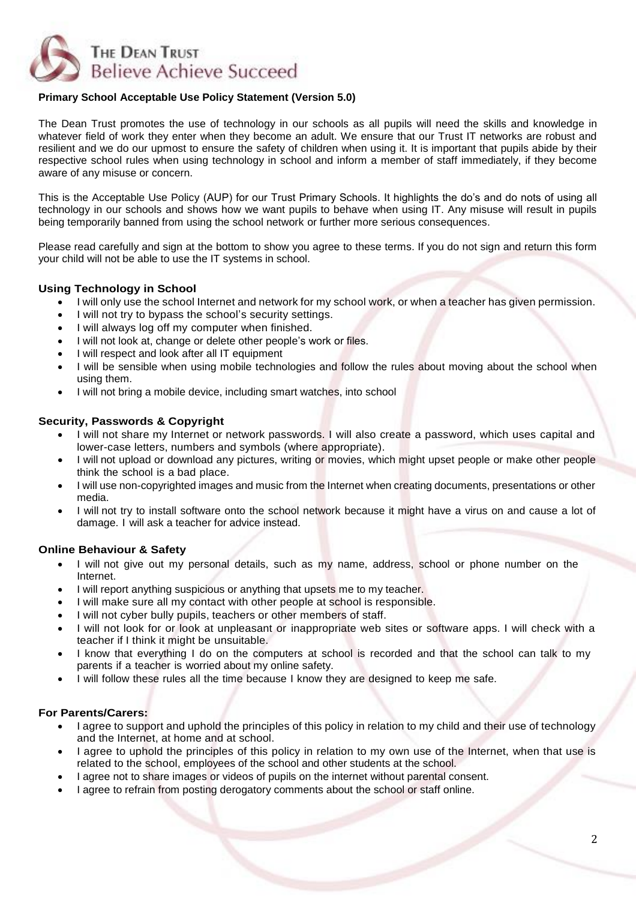THE DEAN TRUST
Believe Achieve Succeed

**Primary School Acceptable Use Policy Statement (Version 5.0)**

The Dean Trust promotes the use of technology in our schools as all pupils will need the skills and knowledge in whatever field of work they enter when they become an adult. We ensure that our Trust IT networks are robust and resilient and we do our upmost to ensure the safety of children when using it. It is important that pupils abide by their respective school rules when using technology in school and inform a member of staff immediately, if they become aware of any misuse or concern.

This is the Acceptable Use Policy (AUP) for our Trust Primary Schools. It highlights the do's and do nots of using all technology in our schools and shows how we want pupils to behave when using IT. Any misuse will result in pupils being temporarily banned from using the school network or further more serious consequences.

Please read carefully and sign at the bottom to show you agree to these terms. If you do not sign and return this form your child will not be able to use the IT systems in school.

**Using Technology in School**

- I will only use the school Internet and network for my school work, or when a teacher has given permission.
- I will not try to bypass the school's security settings.
- I will always log off my computer when finished.
- I will not look at, change or delete other people's work or files.
- I will respect and look after all IT equipment
- I will be sensible when using mobile technologies and follow the rules about moving about the school when using them.
- I will not bring a mobile device, including smart watches, into school

**Security, Passwords & Copyright**

- I will not share my Internet or network passwords. I will also create a password, which uses capital and lower-case letters, numbers and symbols (where appropriate).
- I will not upload or download any pictures, writing or movies, which might upset people or make other people think the school is a bad place.
- I will use non-copyrighted images and music from the Internet when creating documents, presentations or other media.
- I will not try to install software onto the school network because it might have a virus on and cause a lot of damage. I will ask a teacher for advice instead.

**Online Behaviour & Safety**

- I will not give out my personal details, such as my name, address, school or phone number on the Internet.
- I will report anything suspicious or anything that upsets me to my teacher.
- I will make sure all my contact with other people at school is responsible.
- I will not cyber bully pupils, teachers or other members of staff.
- I will not look for or look at unpleasant or inappropriate web sites or software apps. I will check with a teacher if I think it might be unsuitable.
- I know that everything I do on the computers at school is recorded and that the school can talk to my parents if a teacher is worried about my online safety.
- I will follow these rules all the time because I know they are designed to keep me safe.

**For Parents/Carers:**

- I agree to support and uphold the principles of this policy in relation to my child and their use of technology and the Internet, at home and at school.
- I agree to uphold the principles of this policy in relation to my own use of the Internet, when that use is related to the school, employees of the school and other students at the school.
- I agree not to share images or videos of pupils on the internet without parental consent.
- I agree to refrain from posting derogatory comments about the school or staff online.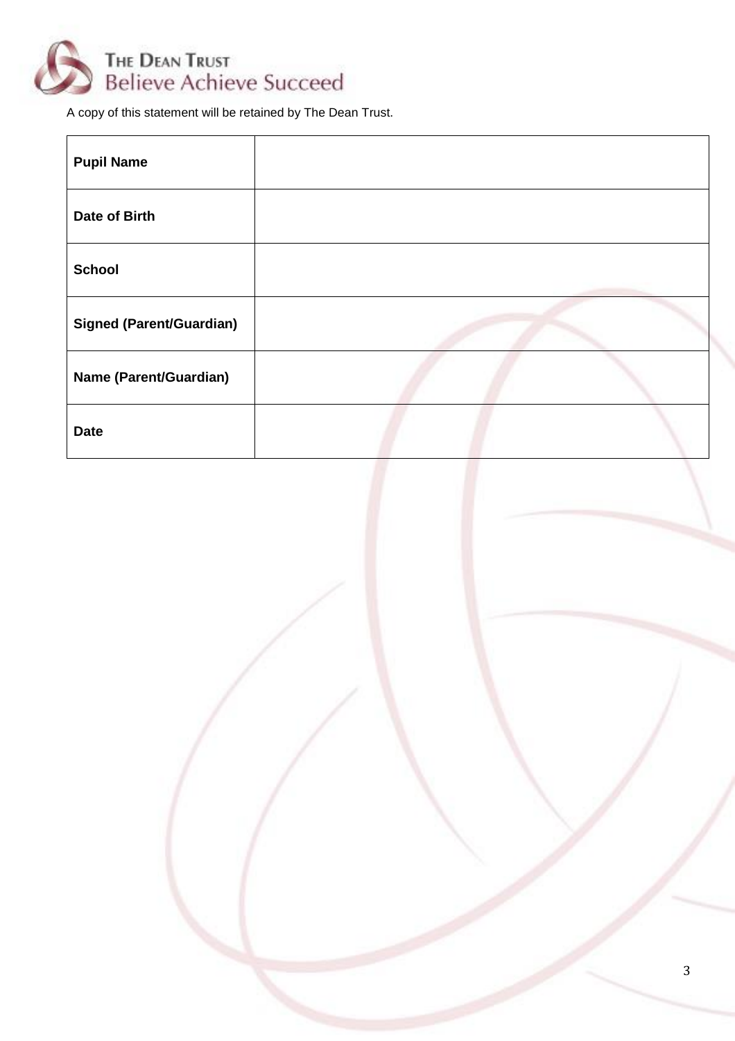THE DEAN TRUST
Believe Achieve Succeed

A copy of this statement will be retained by The Dean Trust.

| | |
|---|---|
| **Pupil Name** | |
| **Date of Birth** | |
| **School** | |
| **Signed (Parent/Guardian)** | |
| **Name (Parent/Guardian)** | |
| **Date** | |